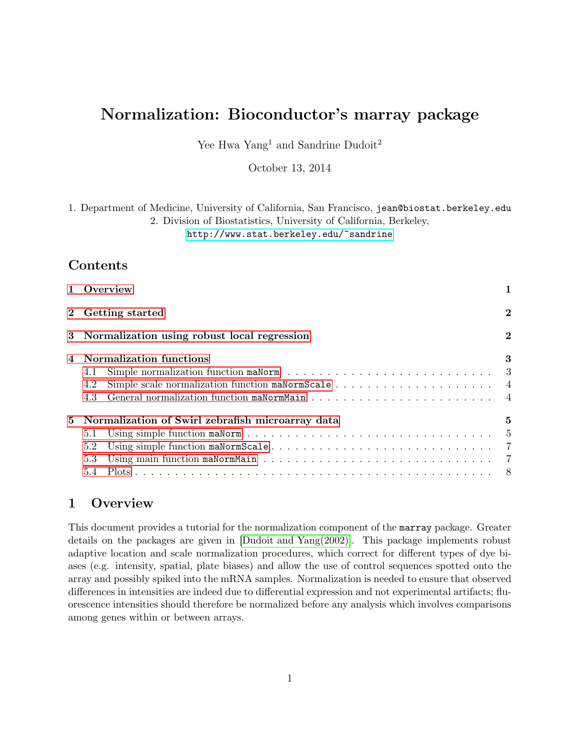# Normalization: Bioconductor's marray package

Yee Hwa Yang[1] and Sandrine Dudoit[2]

October 13, 2014

1. Department of Medicine, University of California, San Francisco, jean@biostat.berkeley.edu
2. Division of Biostatistics, University of California, Berkeley, http://www.stat.berkeley.edu/~sandrine

## Contents

- 1 Overview — 1
- 2 Getting started — 2
- 3 Normalization using robust local regression — 2
- 4 Normalization functions — 3
  - 4.1 Simple normalization function `maNorm` — 3
  - 4.2 Simple scale normalization function `maNormScale` — 4
  - 4.3 General normalization function `maNormMain` — 4
- 5 Normalization of Swirl zebrafish microarray data — 5
  - 5.1 Using simple function `maNorm` — 5
  - 5.2 Using simple function `maNormScale` — 7
  - 5.3 Using main function `maNormMain` — 7
  - 5.4 Plots — 8

## 1 Overview

This document provides a tutorial for the normalization component of the `marray` package. Greater details on the packages are given in [Dudoit and Yang(2002)]. This package implements robust adaptive location and scale normalization procedures, which correct for different types of dye biases (e.g. intensity, spatial, plate biases) and allow the use of control sequences spotted onto the array and possibly spiked into the mRNA samples. Normalization is needed to ensure that observed differences in intensities are indeed due to differential expression and not experimental artifacts; fluorescence intensities should therefore be normalized before any analysis which involves comparisons among genes within or between arrays.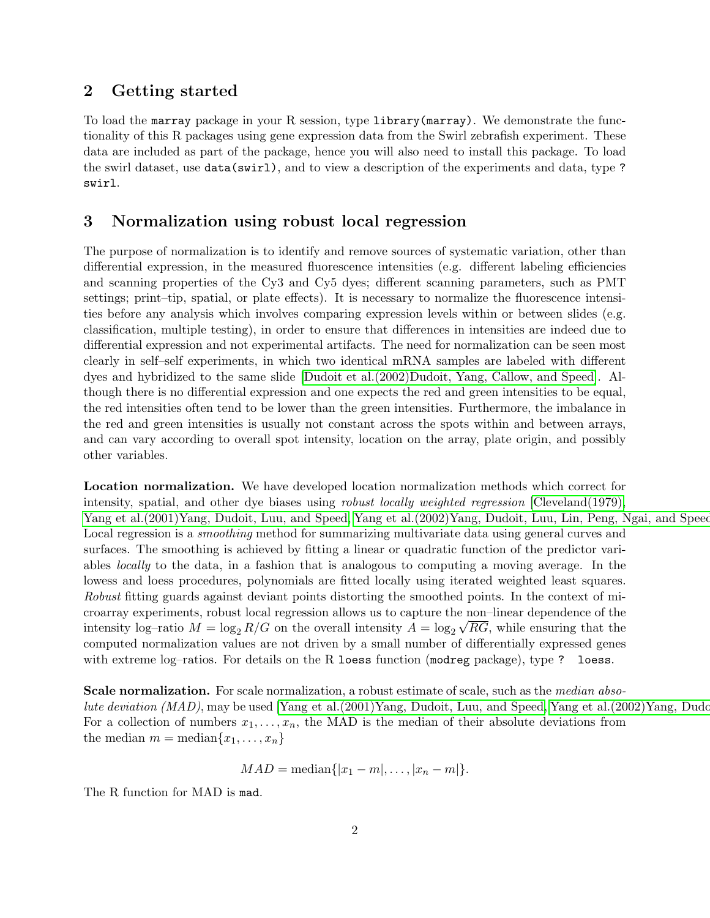## 2 Getting started

To load the marray package in your R session, type `library(marray)`. We demonstrate the functionality of this R packages using gene expression data from the Swirl zebrafish experiment. These data are included as part of the package, hence you will also need to install this package. To load the swirl dataset, use `data(swirl)`, and to view a description of the experiments and data, type `? swirl`.

## 3 Normalization using robust local regression

The purpose of normalization is to identify and remove sources of systematic variation, other than differential expression, in the measured fluorescence intensities (e.g. different labeling efficiencies and scanning properties of the Cy3 and Cy5 dyes; different scanning parameters, such as PMT settings; print–tip, spatial, or plate effects). It is necessary to normalize the fluorescence intensities before any analysis which involves comparing expression levels within or between slides (e.g. classification, multiple testing), in order to ensure that differences in intensities are indeed due to differential expression and not experimental artifacts. The need for normalization can be seen most clearly in self–self experiments, in which two identical mRNA samples are labeled with different dyes and hybridized to the same slide [Dudoit et al.(2002)Dudoit, Yang, Callow, and Speed]. Although there is no differential expression and one expects the red and green intensities to be equal, the red intensities often tend to be lower than the green intensities. Furthermore, the imbalance in the red and green intensities is usually not constant across the spots within and between arrays, and can vary according to overall spot intensity, location on the array, plate origin, and possibly other variables.

**Location normalization.** We have developed location normalization methods which correct for intensity, spatial, and other dye biases using *robust locally weighted regression* [Cleveland(1979), Yang et al.(2001)Yang, Dudoit, Luu, and Speed, Yang et al.(2002)Yang, Dudoit, Luu, Lin, Peng, Ngai, and Speed]. Local regression is a *smoothing* method for summarizing multivariate data using general curves and surfaces. The smoothing is achieved by fitting a linear or quadratic function of the predictor variables *locally* to the data, in a fashion that is analogous to computing a moving average. In the lowess and loess procedures, polynomials are fitted locally using iterated weighted least squares. *Robust* fitting guards against deviant points distorting the smoothed points. In the context of microarray experiments, robust local regression allows us to capture the non–linear dependence of the intensity log–ratio $M = \log_2 R/G$ on the overall intensity $A = \log_2 \sqrt{RG}$, while ensuring that the computed normalization values are not driven by a small number of differentially expressed genes with extreme log–ratios. For details on the R `loess` function (`modreg` package), type `? loess`.

**Scale normalization.** For scale normalization, a robust estimate of scale, such as the *median absolute deviation (MAD)*, may be used [Yang et al.(2001)Yang, Dudoit, Luu, and Speed, Yang et al.(2002)Yang, Dudoit, Luu, Lin, Peng, Ngai, and Speed]. For a collection of numbers $x_1, \ldots, x_n$, the MAD is the median of their absolute deviations from the median $m = \text{median}\{x_1, \ldots, x_n\}$

$$MAD = \text{median}\{|x_1 - m|, \ldots, |x_n - m|\}.$$

The R function for MAD is `mad`.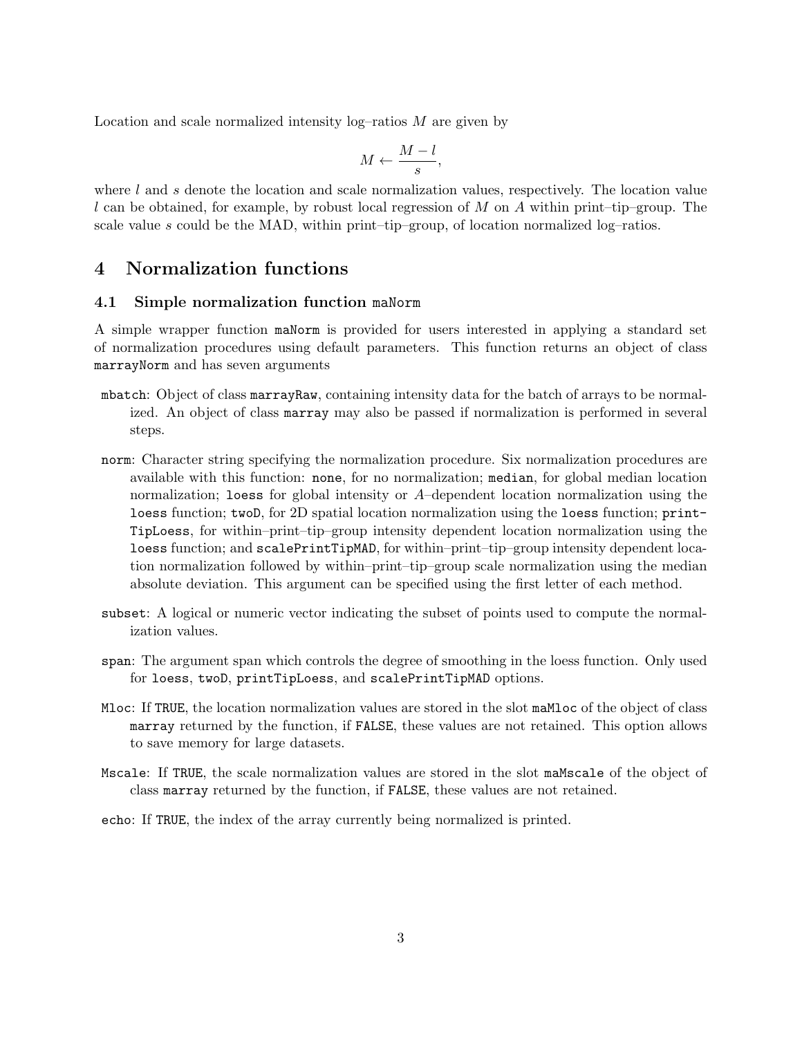Location and scale normalized intensity log–ratios $M$ are given by

$$M \leftarrow \frac{M - l}{s},$$

where $l$ and $s$ denote the location and scale normalization values, respectively. The location value $l$ can be obtained, for example, by robust local regression of $M$ on $A$ within print–tip–group. The scale value $s$ could be the MAD, within print–tip–group, of location normalized log–ratios.

# 4 Normalization functions

## 4.1 Simple normalization function `maNorm`

A simple wrapper function `maNorm` is provided for users interested in applying a standard set of normalization procedures using default parameters. This function returns an object of class `marrayNorm` and has seven arguments

`mbatch`: Object of class `marrayRaw`, containing intensity data for the batch of arrays to be normalized. An object of class `marray` may also be passed if normalization is performed in several steps.

`norm`: Character string specifying the normalization procedure. Six normalization procedures are available with this function: `none`, for no normalization; `median`, for global median location normalization; `loess` for global intensity or $A$–dependent location normalization using the `loess` function; `twoD`, for 2D spatial location normalization using the `loess` function; `printTipLoess`, for within–print–tip–group intensity dependent location normalization using the `loess` function; and `scalePrintTipMAD`, for within–print–tip–group intensity dependent location normalization followed by within–print–tip–group scale normalization using the median absolute deviation. This argument can be specified using the first letter of each method.

`subset`: A logical or numeric vector indicating the subset of points used to compute the normalization values.

`span`: The argument span which controls the degree of smoothing in the loess function. Only used for `loess`, `twoD`, `printTipLoess`, and `scalePrintTipMAD` options.

`Mloc`: If `TRUE`, the location normalization values are stored in the slot `maMloc` of the object of class `marray` returned by the function, if `FALSE`, these values are not retained. This option allows to save memory for large datasets.

`Mscale`: If `TRUE`, the scale normalization values are stored in the slot `maMscale` of the object of class `marray` returned by the function, if `FALSE`, these values are not retained.

`echo`: If `TRUE`, the index of the array currently being normalized is printed.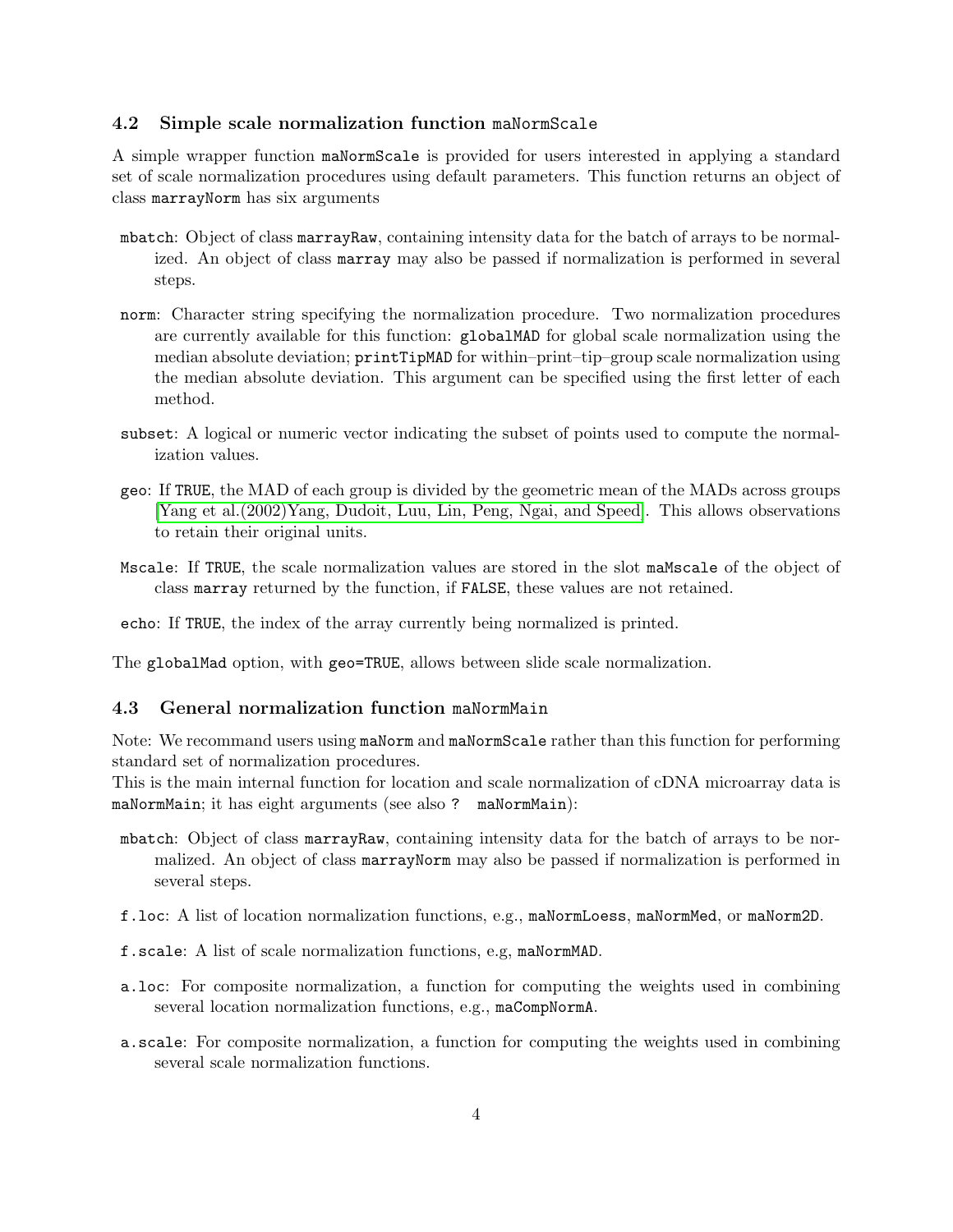### 4.2 Simple scale normalization function `maNormScale`

A simple wrapper function `maNormScale` is provided for users interested in applying a standard set of scale normalization procedures using default parameters. This function returns an object of class `marrayNorm` has six arguments

- `mbatch`: Object of class `marrayRaw`, containing intensity data for the batch of arrays to be normalized. An object of class `marray` may also be passed if normalization is performed in several steps.
- `norm`: Character string specifying the normalization procedure. Two normalization procedures are currently available for this function: `globalMAD` for global scale normalization using the median absolute deviation; `printTipMAD` for within–print–tip–group scale normalization using the median absolute deviation. This argument can be specified using the first letter of each method.
- `subset`: A logical or numeric vector indicating the subset of points used to compute the normalization values.
- `geo`: If `TRUE`, the MAD of each group is divided by the geometric mean of the MADs across groups [Yang et al.(2002)Yang, Dudoit, Luu, Lin, Peng, Ngai, and Speed]. This allows observations to retain their original units.
- `Mscale`: If `TRUE`, the scale normalization values are stored in the slot `maMscale` of the object of class `marray` returned by the function, if `FALSE`, these values are not retained.
- `echo`: If `TRUE`, the index of the array currently being normalized is printed.

The `globalMad` option, with `geo=TRUE`, allows between slide scale normalization.

### 4.3 General normalization function `maNormMain`

Note: We recommand users using `maNorm` and `maNormScale` rather than this function for performing standard set of normalization procedures.
This is the main internal function for location and scale normalization of cDNA microarray data is `maNormMain`; it has eight arguments (see also `? maNormMain`):

- `mbatch`: Object of class `marrayRaw`, containing intensity data for the batch of arrays to be normalized. An object of class `marrayNorm` may also be passed if normalization is performed in several steps.
- `f.loc`: A list of location normalization functions, e.g., `maNormLoess`, `maNormMed`, or `maNorm2D`.
- `f.scale`: A list of scale normalization functions, e.g, `maNormMAD`.
- `a.loc`: For composite normalization, a function for computing the weights used in combining several location normalization functions, e.g., `maCompNormA`.
- `a.scale`: For composite normalization, a function for computing the weights used in combining several scale normalization functions.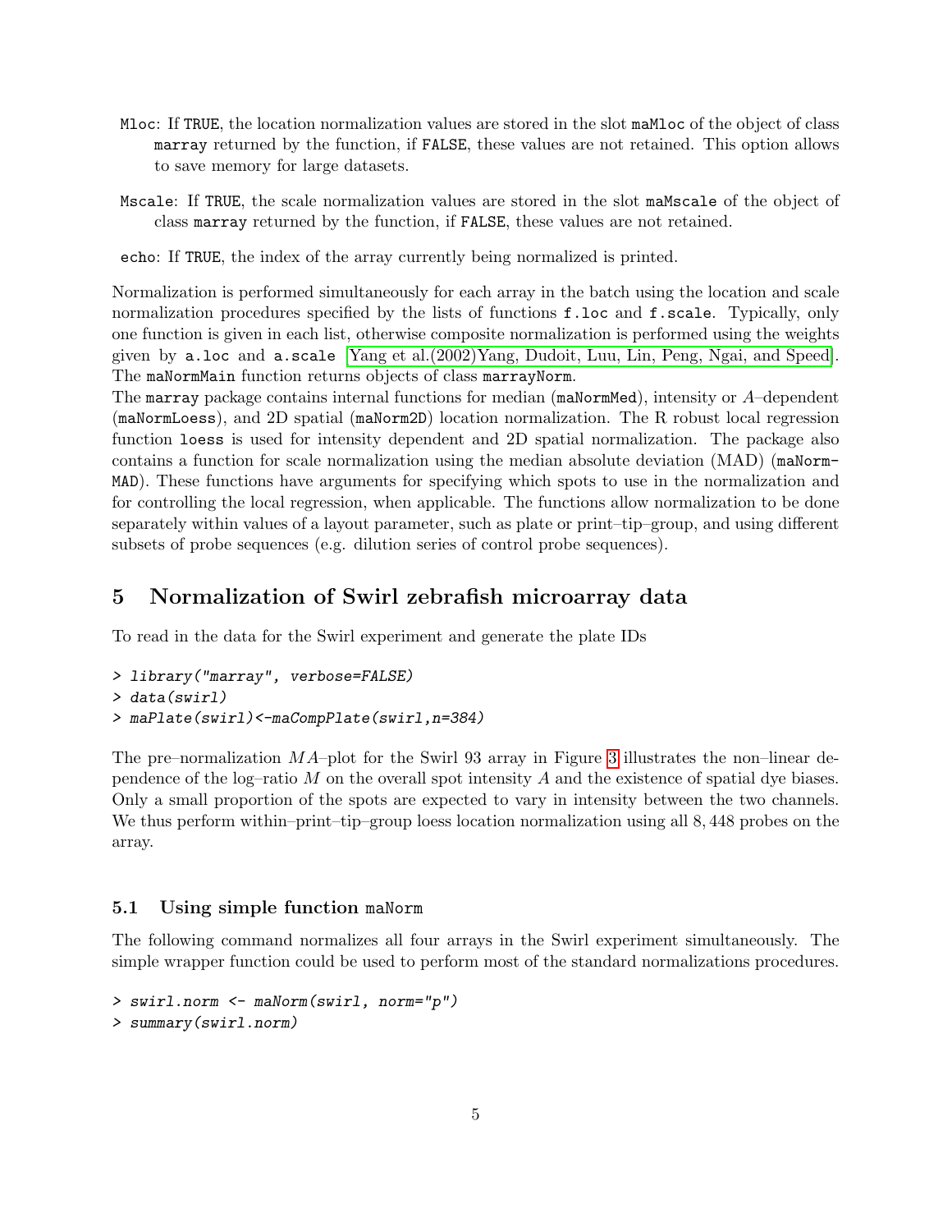- `Mloc`: If `TRUE`, the location normalization values are stored in the slot `maMloc` of the object of class `marray` returned by the function, if `FALSE`, these values are not retained. This option allows to save memory for large datasets.

- `Mscale`: If `TRUE`, the scale normalization values are stored in the slot `maMscale` of the object of class `marray` returned by the function, if `FALSE`, these values are not retained.

- `echo`: If `TRUE`, the index of the array currently being normalized is printed.

Normalization is performed simultaneously for each array in the batch using the location and scale normalization procedures specified by the lists of functions `f.loc` and `f.scale`. Typically, only one function is given in each list, otherwise composite normalization is performed using the weights given by `a.loc` and `a.scale` [Yang et al.(2002)Yang, Dudoit, Luu, Lin, Peng, Ngai, and Speed]. The `maNormMain` function returns objects of class `marrayNorm`.

The `marray` package contains internal functions for median (`maNormMed`), intensity or $A$–dependent (`maNormLoess`), and 2D spatial (`maNorm2D`) location normalization. The R robust local regression function `loess` is used for intensity dependent and 2D spatial normalization. The package also contains a function for scale normalization using the median absolute deviation (MAD) (`maNormMAD`). These functions have arguments for specifying which spots to use in the normalization and for controlling the local regression, when applicable. The functions allow normalization to be done separately within values of a layout parameter, such as plate or print–tip–group, and using different subsets of probe sequences (e.g. dilution series of control probe sequences).

## 5 Normalization of Swirl zebrafish microarray data

To read in the data for the Swirl experiment and generate the plate IDs

```
> library("marray", verbose=FALSE)
> data(swirl)
> maPlate(swirl)<-maCompPlate(swirl,n=384)
```

The pre–normalization $MA$–plot for the Swirl 93 array in Figure 3 illustrates the non–linear dependence of the log–ratio $M$ on the overall spot intensity $A$ and the existence of spatial dye biases. Only a small proportion of the spots are expected to vary in intensity between the two channels. We thus perform within–print–tip–group loess location normalization using all 8,448 probes on the array.

### 5.1 Using simple function maNorm

The following command normalizes all four arrays in the Swirl experiment simultaneously. The simple wrapper function could be used to perform most of the standard normalizations procedures.

```
> swirl.norm <- maNorm(swirl, norm="p")
> summary(swirl.norm)
```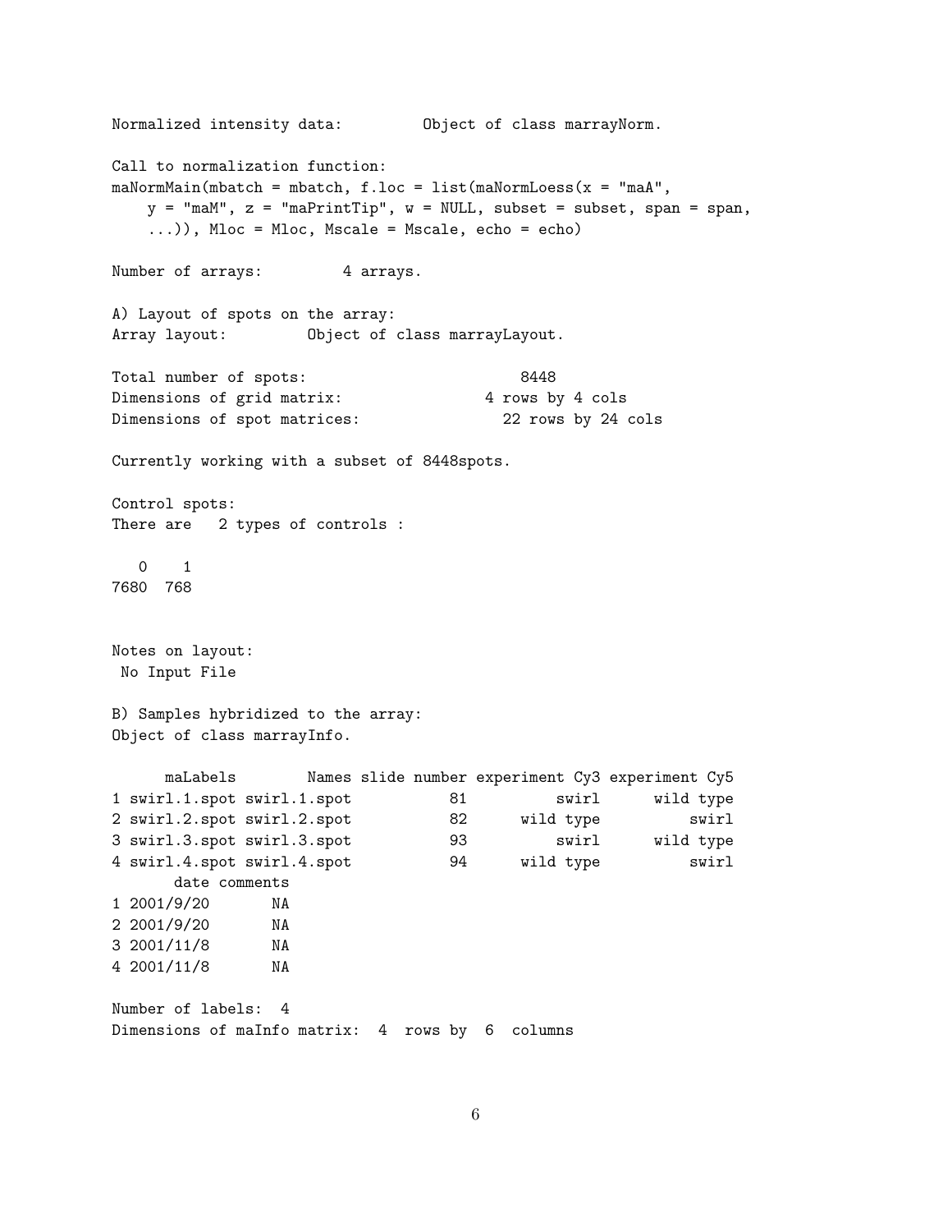```
Normalized intensity data:         Object of class marrayNorm.

Call to normalization function:
maNormMain(mbatch = mbatch, f.loc = list(maNormLoess(x = "maA",
    y = "maM", z = "maPrintTip", w = NULL, subset = subset, span = span,
    ...)), Mloc = Mloc, Mscale = Mscale, echo = echo)

Number of arrays:         4 arrays.

A) Layout of spots on the array:
Array layout:         Object of class marrayLayout.

Total number of spots:                       8448
Dimensions of grid matrix:               4 rows by 4 cols
Dimensions of spot matrices:               22 rows by 24 cols

Currently working with a subset of 8448spots.

Control spots:
There are   2 types of controls :

   0    1
7680  768


Notes on layout:
 No Input File

B) Samples hybridized to the array:
Object of class marrayInfo.

      maLabels        Names slide number experiment Cy3 experiment Cy5
1 swirl.1.spot swirl.1.spot           81          swirl      wild type
2 swirl.2.spot swirl.2.spot           82      wild type          swirl
3 swirl.3.spot swirl.3.spot           93          swirl      wild type
4 swirl.4.spot swirl.4.spot           94      wild type          swirl
       date comments
1 2001/9/20       NA
2 2001/9/20       NA
3 2001/11/8       NA
4 2001/11/8       NA

Number of labels:  4
Dimensions of maInfo matrix:  4  rows by  6  columns
```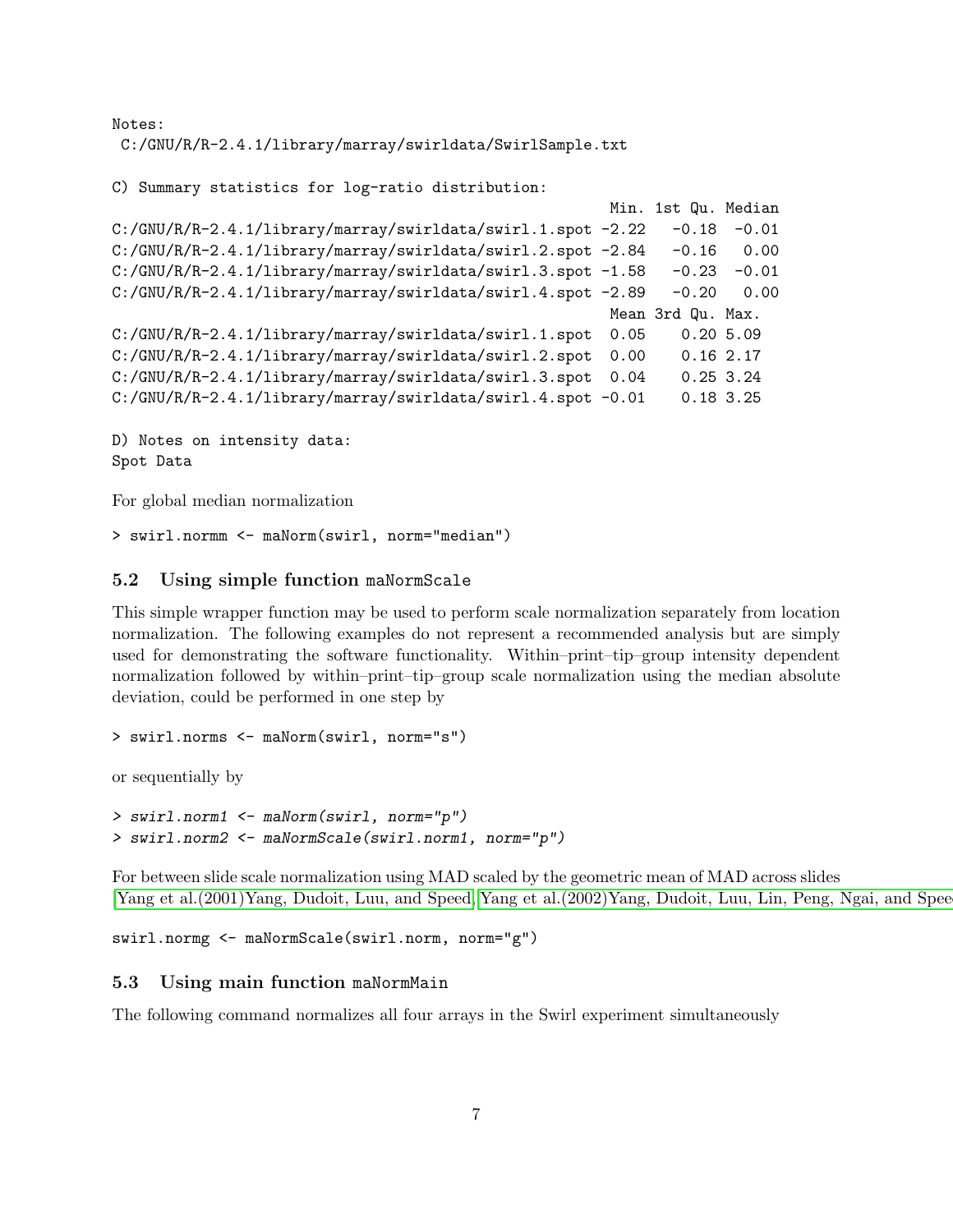```
Notes:
 C:/GNU/R/R-2.4.1/library/marray/swirldata/SwirlSample.txt

C) Summary statistics for log-ratio distribution:
                                                        Min. 1st Qu. Median
C:/GNU/R/R-2.4.1/library/marray/swirldata/swirl.1.spot -2.22   -0.18  -0.01
C:/GNU/R/R-2.4.1/library/marray/swirldata/swirl.2.spot -2.84   -0.16   0.00
C:/GNU/R/R-2.4.1/library/marray/swirldata/swirl.3.spot -1.58   -0.23  -0.01
C:/GNU/R/R-2.4.1/library/marray/swirldata/swirl.4.spot -2.89   -0.20   0.00
                                                        Mean 3rd Qu. Max.
C:/GNU/R/R-2.4.1/library/marray/swirldata/swirl.1.spot  0.05    0.20 5.09
C:/GNU/R/R-2.4.1/library/marray/swirldata/swirl.2.spot  0.00    0.16 2.17
C:/GNU/R/R-2.4.1/library/marray/swirldata/swirl.3.spot  0.04    0.25 3.24
C:/GNU/R/R-2.4.1/library/marray/swirldata/swirl.4.spot -0.01    0.18 3.25

D) Notes on intensity data:
Spot Data
```

For global median normalization

```
> swirl.normm <- maNorm(swirl, norm="median")
```

### 5.2 Using simple function `maNormScale`

This simple wrapper function may be used to perform scale normalization separately from location normalization. The following examples do not represent a recommended analysis but are simply used for demonstrating the software functionality. Within–print–tip–group intensity dependent normalization followed by within–print–tip–group scale normalization using the median absolute deviation, could be performed in one step by

```
> swirl.norms <- maNorm(swirl, norm="s")
```

or sequentially by

```
> swirl.norm1 <- maNorm(swirl, norm="p")
> swirl.norm2 <- maNormScale(swirl.norm1, norm="p")
```

For between slide scale normalization using MAD scaled by the geometric mean of MAD across slides [Yang et al.(2001)Yang, Dudoit, Luu, and Speed, Yang et al.(2002)Yang, Dudoit, Luu, Lin, Peng, Ngai, and Speed]

```
swirl.normg <- maNormScale(swirl.norm, norm="g")
```

### 5.3 Using main function `maNormMain`

The following command normalizes all four arrays in the Swirl experiment simultaneously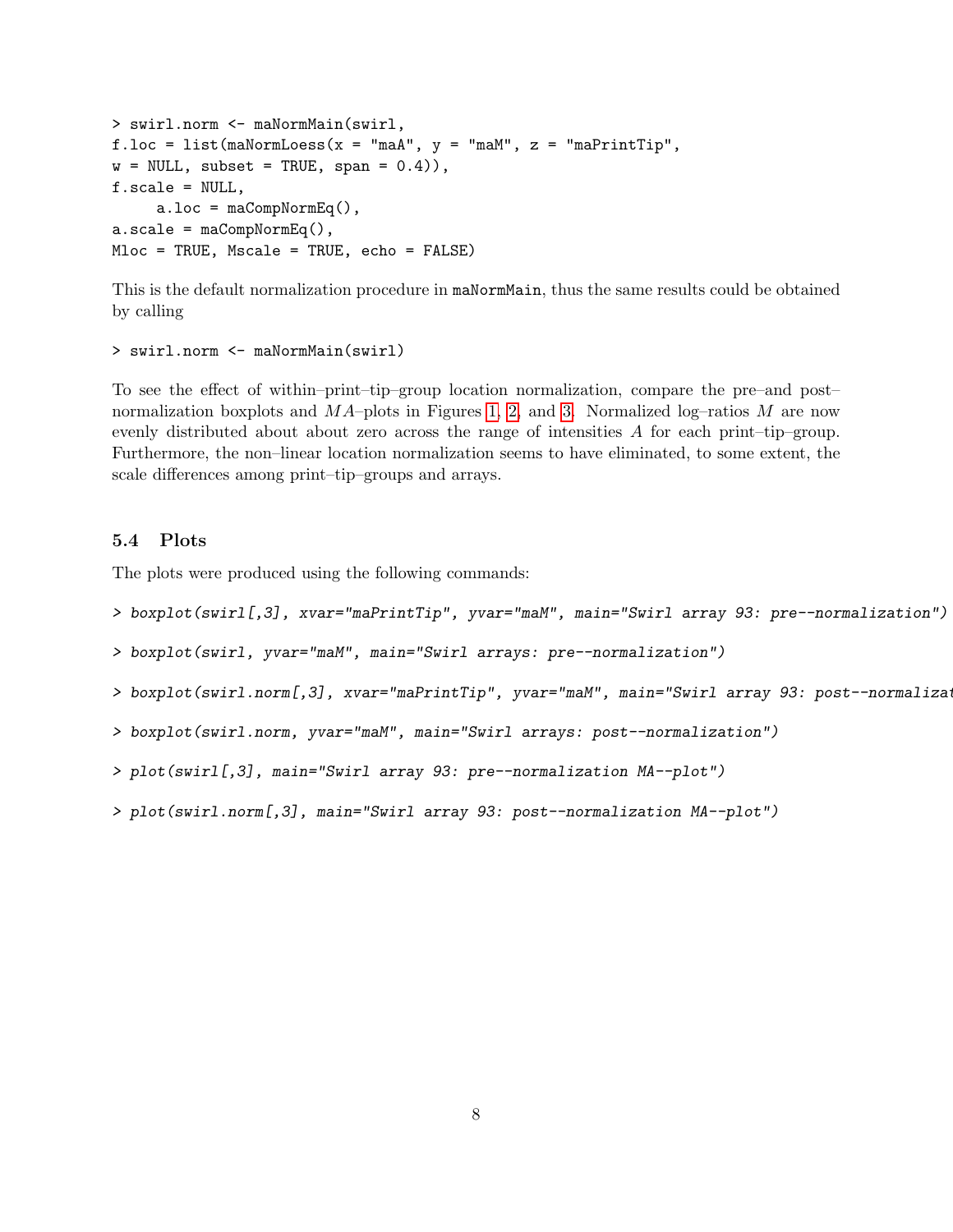```
> swirl.norm <- maNormMain(swirl,
f.loc = list(maNormLoess(x = "maA", y = "maM", z = "maPrintTip",
w = NULL, subset = TRUE, span = 0.4)),
f.scale = NULL,
     a.loc = maCompNormEq(),
a.scale = maCompNormEq(),
Mloc = TRUE, Mscale = TRUE, echo = FALSE)
```

This is the default normalization procedure in `maNormMain`, thus the same results could be obtained by calling

```
> swirl.norm <- maNormMain(swirl)
```

To see the effect of within–print–tip–group location normalization, compare the pre–and post–normalization boxplots and $MA$–plots in Figures 1, 2, and 3. Normalized log–ratios $M$ are now evenly distributed about about zero across the range of intensities $A$ for each print–tip–group. Furthermore, the non–linear location normalization seems to have eliminated, to some extent, the scale differences among print–tip–groups and arrays.

## 5.4 Plots

The plots were produced using the following commands:

```
> boxplot(swirl[,3], xvar="maPrintTip", yvar="maM", main="Swirl array 93: pre--normalization")

> boxplot(swirl, yvar="maM", main="Swirl arrays: pre--normalization")

> boxplot(swirl.norm[,3], xvar="maPrintTip", yvar="maM", main="Swirl array 93: post--normalizat

> boxplot(swirl.norm, yvar="maM", main="Swirl arrays: post--normalization")

> plot(swirl[,3], main="Swirl array 93: pre--normalization MA--plot")

> plot(swirl.norm[,3], main="Swirl array 93: post--normalization MA--plot")
```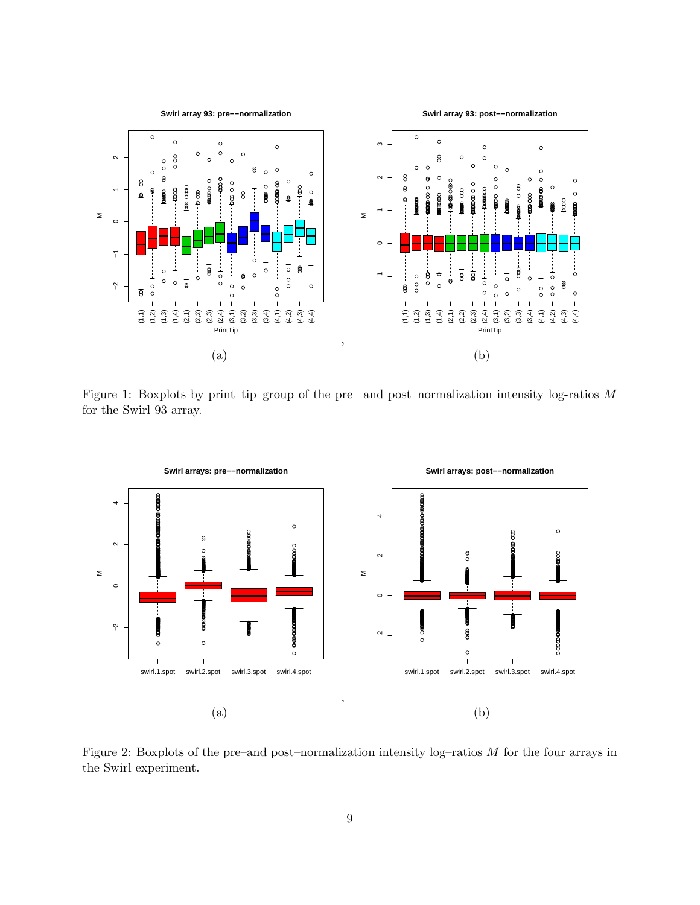Figure 1: Boxplots by print–tip–group of the pre– and post–normalization intensity log-ratios $M$ for the Swirl 93 array.

Figure 2: Boxplots of the pre–and post–normalization intensity log–ratios $M$ for the four arrays in the Swirl experiment.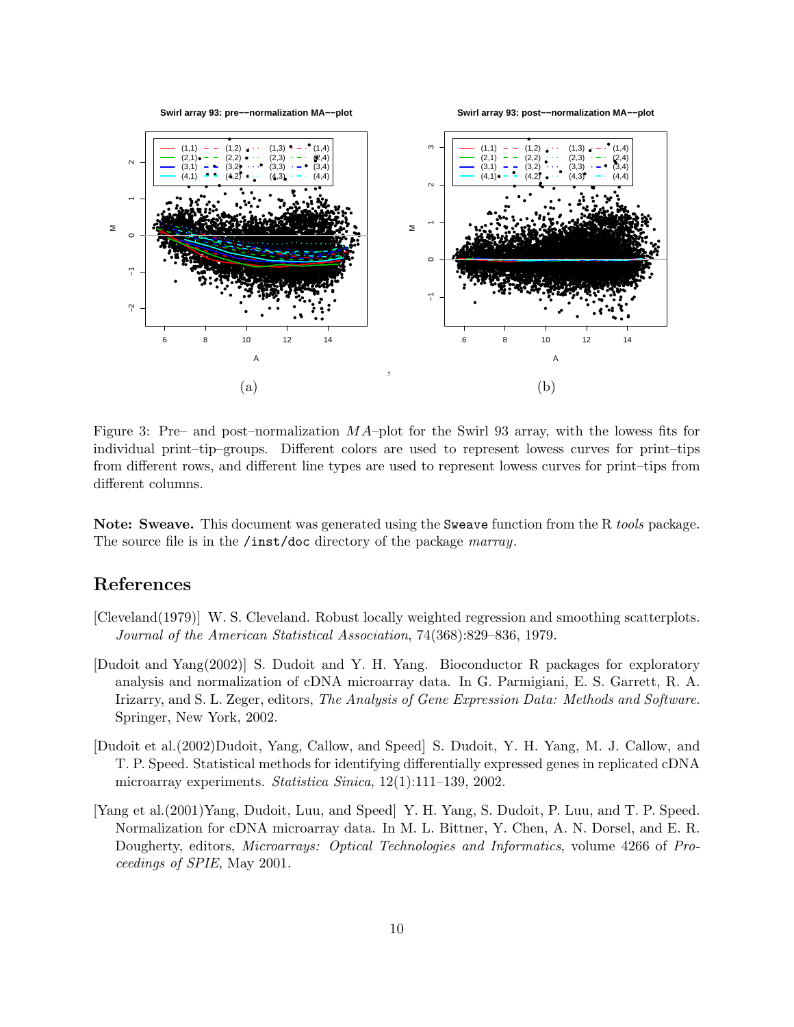Figure 3: Pre– and post–normalization $MA$–plot for the Swirl 93 array, with the lowess fits for individual print–tip–groups. Different colors are used to represent lowess curves for print–tips from different rows, and different line types are used to represent lowess curves for print–tips from different columns.

**Note: Sweave.** This document was generated using the `Sweave` function from the R *tools* package. The source file is in the `/inst/doc` directory of the package *marray*.

## References

[Cleveland(1979)] W. S. Cleveland. Robust locally weighted regression and smoothing scatterplots. *Journal of the American Statistical Association*, 74(368):829–836, 1979.

[Dudoit and Yang(2002)] S. Dudoit and Y. H. Yang. Bioconductor R packages for exploratory analysis and normalization of cDNA microarray data. In G. Parmigiani, E. S. Garrett, R. A. Irizarry, and S. L. Zeger, editors, *The Analysis of Gene Expression Data: Methods and Software*. Springer, New York, 2002.

[Dudoit et al.(2002)Dudoit, Yang, Callow, and Speed] S. Dudoit, Y. H. Yang, M. J. Callow, and T. P. Speed. Statistical methods for identifying differentially expressed genes in replicated cDNA microarray experiments. *Statistica Sinica*, 12(1):111–139, 2002.

[Yang et al.(2001)Yang, Dudoit, Luu, and Speed] Y. H. Yang, S. Dudoit, P. Luu, and T. P. Speed. Normalization for cDNA microarray data. In M. L. Bittner, Y. Chen, A. N. Dorsel, and E. R. Dougherty, editors, *Microarrays: Optical Technologies and Informatics*, volume 4266 of *Proceedings of SPIE*, May 2001.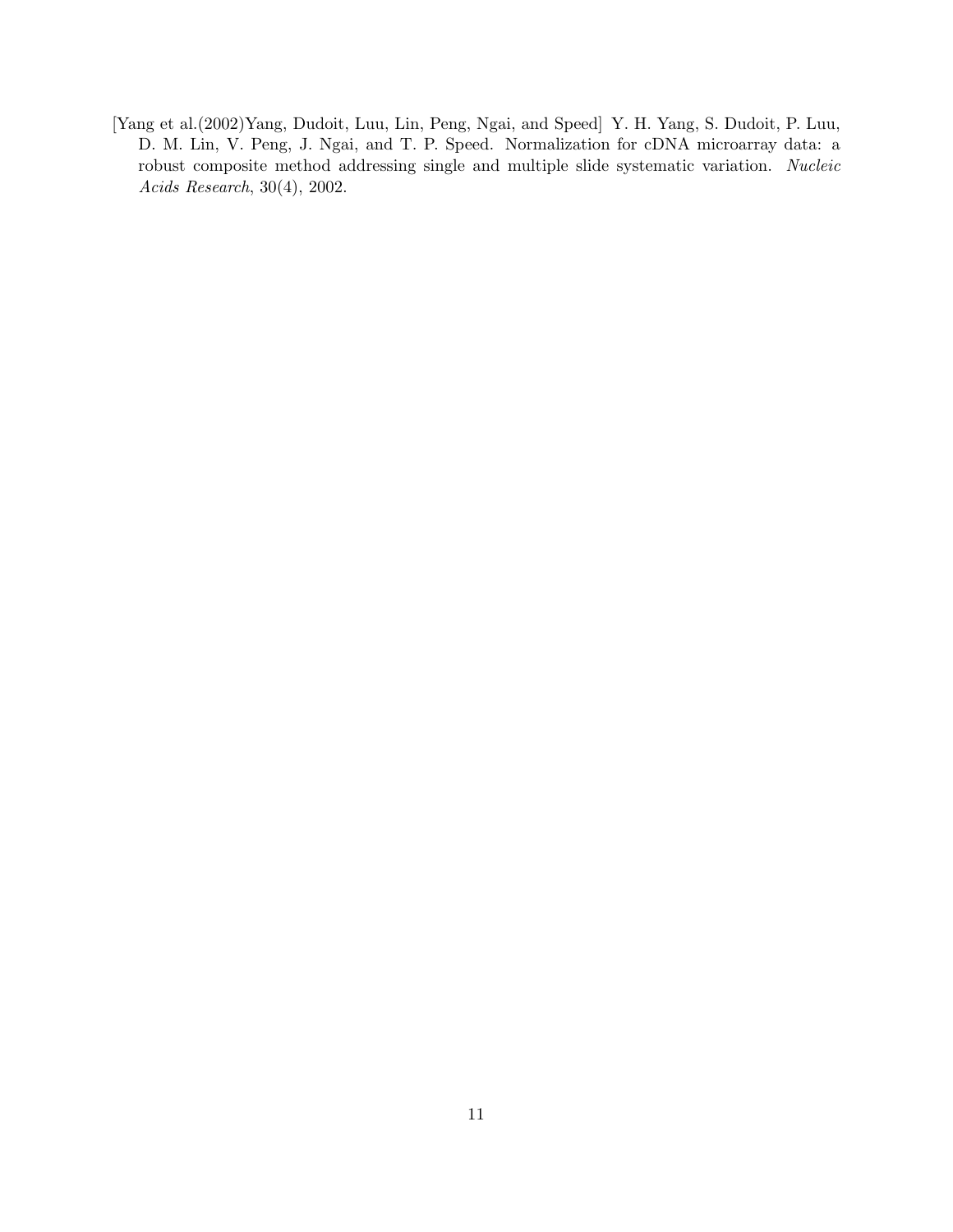[Yang et al.(2002)Yang, Dudoit, Luu, Lin, Peng, Ngai, and Speed] Y. H. Yang, S. Dudoit, P. Luu, D. M. Lin, V. Peng, J. Ngai, and T. P. Speed. Normalization for cDNA microarray data: a robust composite method addressing single and multiple slide systematic variation. *Nucleic Acids Research*, 30(4), 2002.